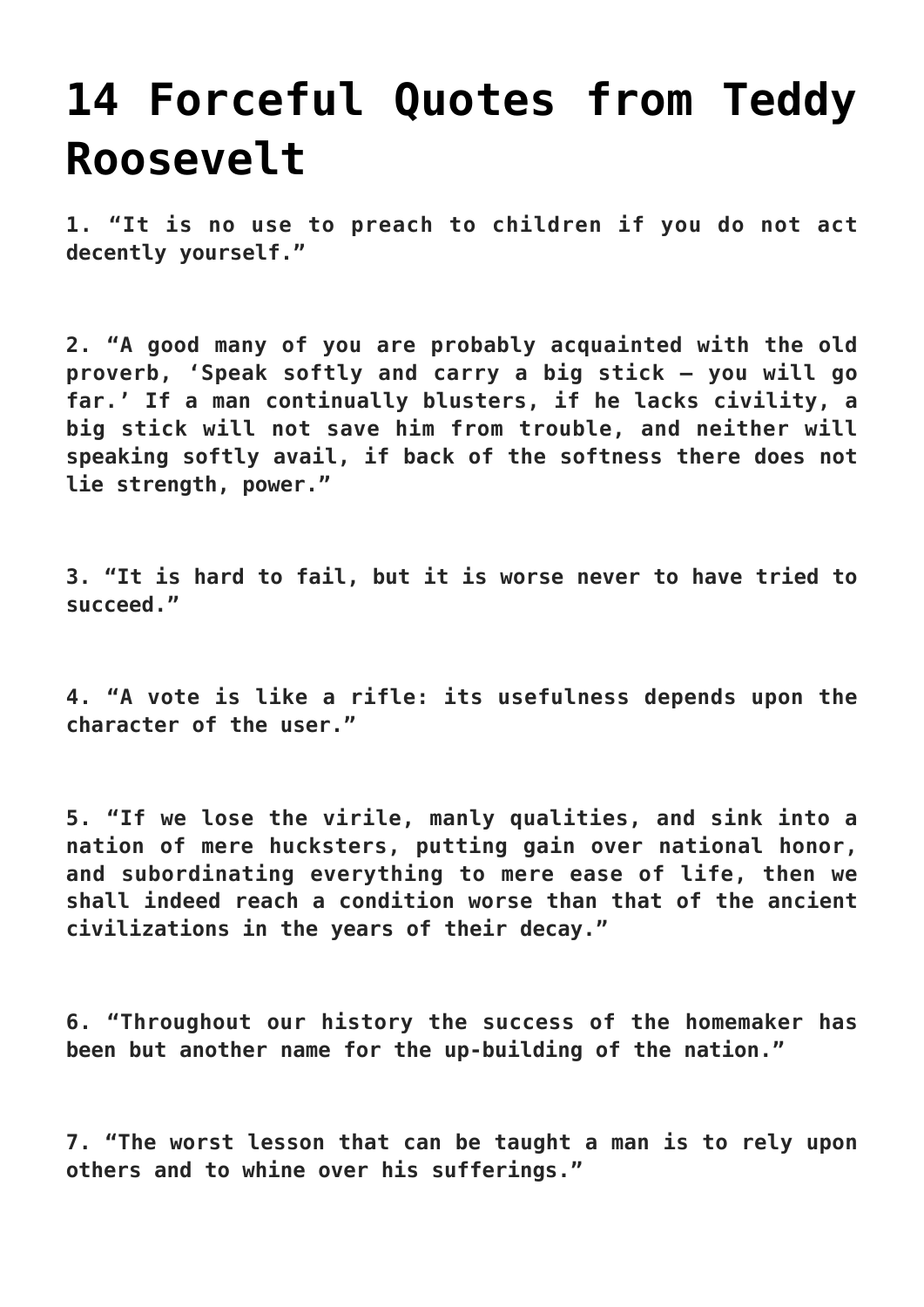# 14 Forceful Quotes from Teddy Roosevelt

**1. "It is no use to preach to children if you do not act decently yourself."**

**2. "A good many of you are probably acquainted with the old proverb, 'Speak softly and carry a big stick – you will go far.' If a man continually blusters, if he lacks civility, a big stick will not save him from trouble, and neither will speaking softly avail, if back of the softness there does not lie strength, power."**

**3. "It is hard to fail, but it is worse never to have tried to succeed."**

**4. "A vote is like a rifle: its usefulness depends upon the character of the user."**

**5. "If we lose the virile, manly qualities, and sink into a nation of mere hucksters, putting gain over national honor, and subordinating everything to mere ease of life, then we shall indeed reach a condition worse than that of the ancient civilizations in the years of their decay."**

**6. "Throughout our history the success of the homemaker has been but another name for the up-building of the nation."**

**7. "The worst lesson that can be taught a man is to rely upon others and to whine over his sufferings."**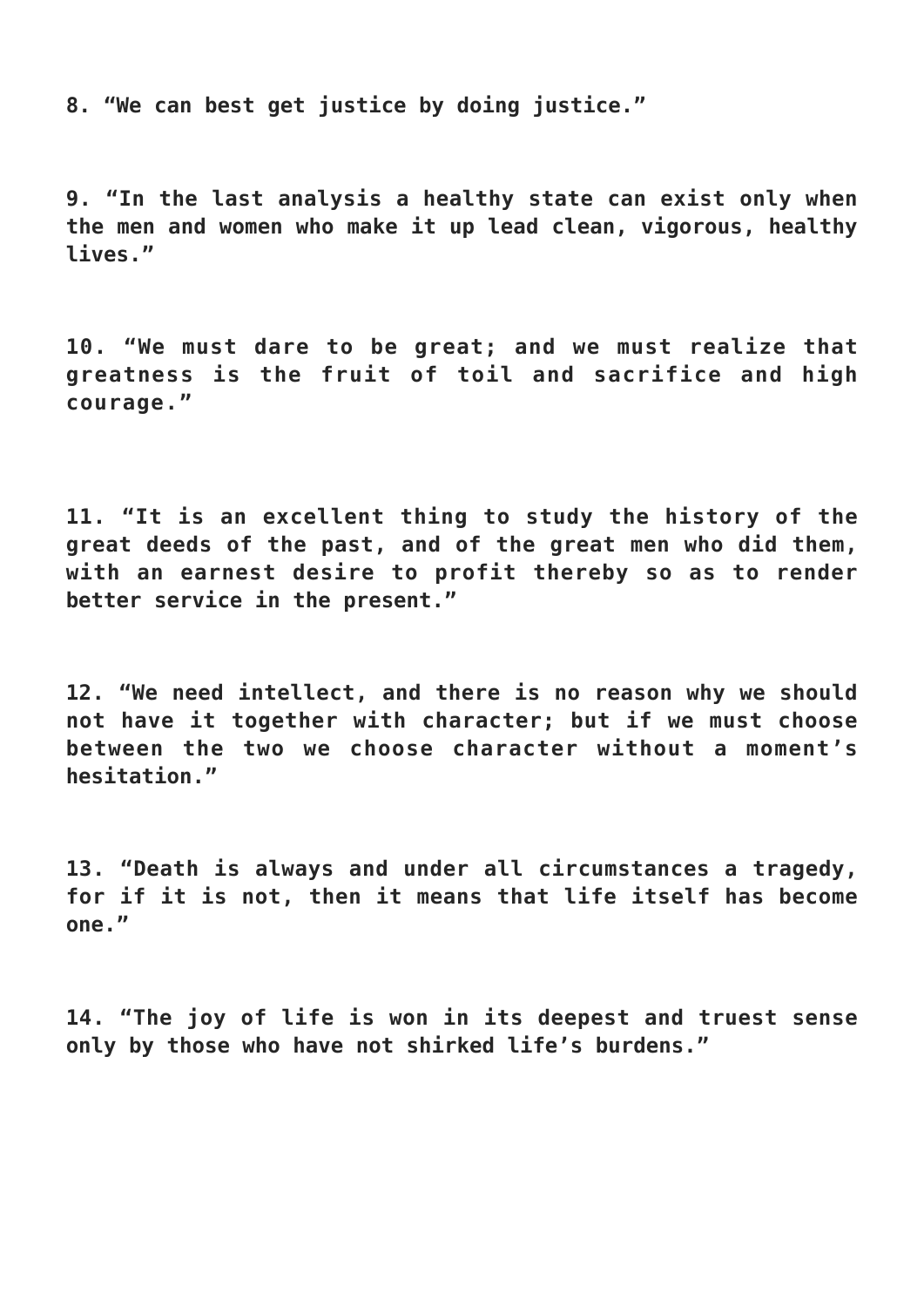**8. “We can best get justice by doing justice.”**

**9. “In the last analysis a healthy state can exist only when the men and women who make it up lead clean, vigorous, healthy lives.”**

**10. “We must dare to be great; and we must realize that greatness is the fruit of toil and sacrifice and high courage.”**

**11. “It is an excellent thing to study the history of the great deeds of the past, and of the great men who did them, with an earnest desire to profit thereby so as to render better service in the present.”**

**12. “We need intellect, and there is no reason why we should not have it together with character; but if we must choose between the two we choose character without a moment’s hesitation.”**

**13. “Death is always and under all circumstances a tragedy, for if it is not, then it means that life itself has become one.”**

**14. “The joy of life is won in its deepest and truest sense only by those who have not shirked life’s burdens.”**